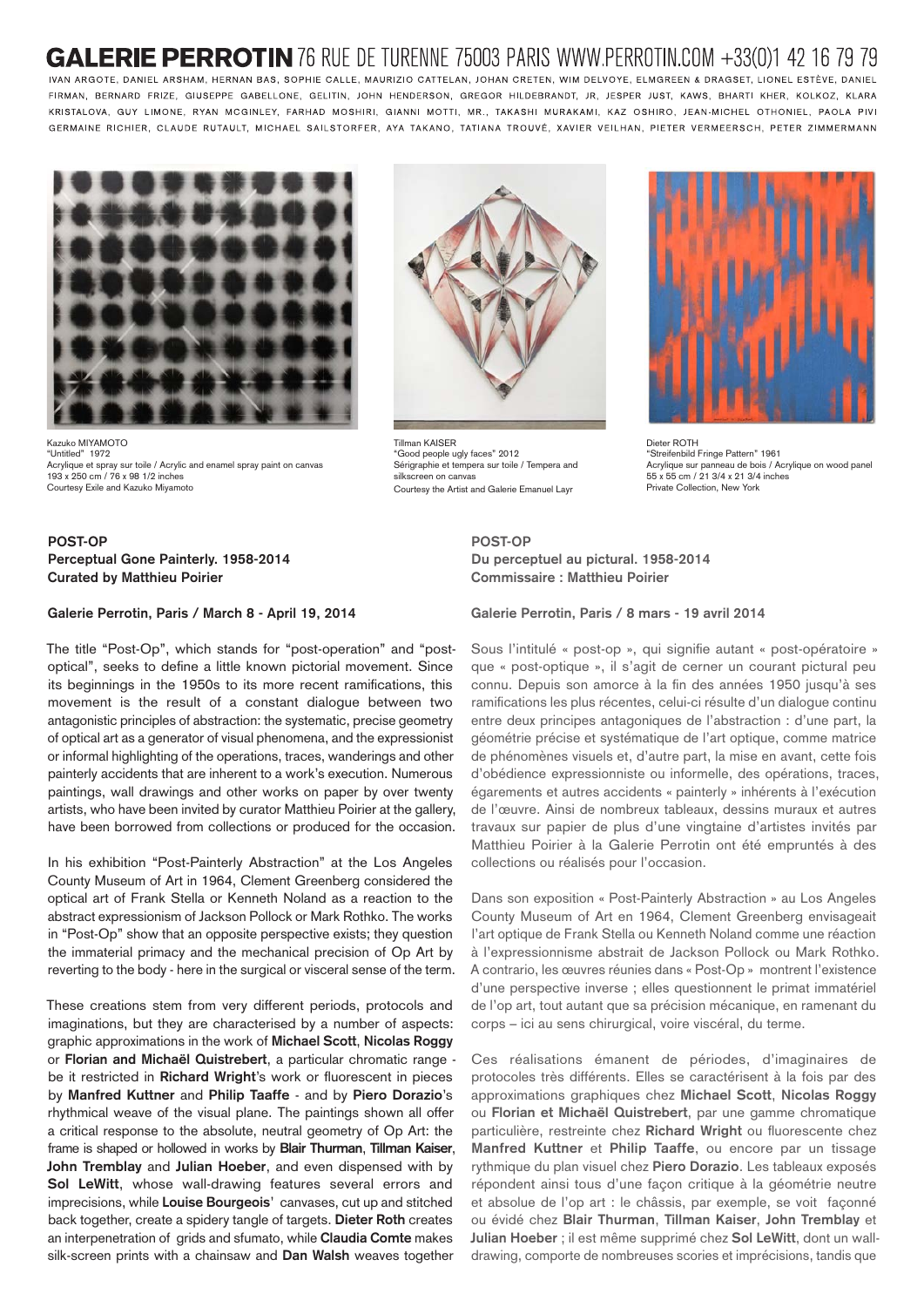# GALERIE PERROTIN 76 RUE DE TURENNE 75003 PARIS WWW.PERROTIN.COM +33(0)1 42 16 79 79

IVAN ARGOTE, DANIEL ARSHAM, HERNAN BAS, SOPHIE CALLE, MAURIZIO CATTELAN, JOHAN CRETEN, WIM DELVOYE, ELMGREEN & DRAGSET, LIONEL ESTÈVE, DANIEL FIRMAN, BERNARD FRIZE, GIUSEPPE GABELLONE, GELITIN, JOHN HENDERSON, GREGOR HILDEBRANDT, JR, JESPER JUST, KAWS, BHARTI KHER, KOLKOZ, KLARA KRISTALOVA, GUY LIMONE, RYAN MCGINLEY, FARHAD MOSHIRI, GIANNI MOTTI, MR., TAKASHI MURAKAMI, KAZ OSHIRO, JEAN-MICHEL OTHONIEL, PAOLA PIVI GERMAINE RICHIER, CLAUDE RUTAULT, MICHAEL SAILSTORFER, AYA TAKANO, TATIANA TROUVÉ, XAVIER VEILHAN, PIETER VERMEERSCH, PETER ZIMMERMANN

Kazuko MIYAMOTO
"Untitled" 1972
Acrylique et spray sur toile / Acrylic and enamel spray paint on canvas
193 x 250 cm / 76 x 98 1/2 inches
Courtesy Exile and Kazuko Miyamoto

Tillman KAISER
"Good people ugly faces" 2012
Sérigraphie et tempera sur toile / Tempera and silkscreen on canvas
Courtesy the Artist and Galerie Emanuel Layr

Dieter ROTH
"Streifenbild Fringe Pattern" 1961
Acrylique sur panneau de bois / Acrylique on wood panel
55 x 55 cm / 21 3/4 x 21 3/4 inches
Private Collection, New York

**POST-OP**
**Perceptual Gone Painterly. 1958-2014**
**Curated by Matthieu Poirier**

**Galerie Perrotin, Paris / March 8 - April 19, 2014**

The title "Post-Op", which stands for "post-operation" and "post-optical", seeks to define a little known pictorial movement. Since its beginnings in the 1950s to its more recent ramifications, this movement is the result of a constant dialogue between two antagonistic principles of abstraction: the systematic, precise geometry of optical art as a generator of visual phenomena, and the expressionist or informal highlighting of the operations, traces, wanderings and other painterly accidents that are inherent to a work's execution. Numerous paintings, wall drawings and other works on paper by over twenty artists, who have been invited by curator Matthieu Poirier at the gallery, have been borrowed from collections or produced for the occasion.

In his exhibition "Post-Painterly Abstraction" at the Los Angeles County Museum of Art in 1964, Clement Greenberg considered the optical art of Frank Stella or Kenneth Noland as a reaction to the abstract expressionism of Jackson Pollock or Mark Rothko. The works in "Post-Op" show that an opposite perspective exists; they question the immaterial primacy and the mechanical precision of Op Art by reverting to the body - here in the surgical or visceral sense of the term.

These creations stem from very different periods, protocols and imaginations, but they are characterised by a number of aspects: graphic approximations in the work of **Michael Scott**, **Nicolas Roggy** or **Florian and Michaël Quistrebert**, a particular chromatic range - be it restricted in **Richard Wright**'s work or fluorescent in pieces by **Manfred Kuttner** and **Philip Taaffe** - and by **Piero Dorazio**'s rhythmical weave of the visual plane. The paintings shown all offer a critical response to the absolute, neutral geometry of Op Art: the frame is shaped or hollowed in works by **Blair Thurman**, **Tillman Kaiser**, **John Tremblay** and **Julian Hoeber**, and even dispensed with by **Sol LeWitt**, whose wall-drawing features several errors and imprecisions, while **Louise Bourgeois**' canvases, cut up and stitched back together, create a spidery tangle of targets. **Dieter Roth** creates an interpenetration of grids and sfumato, while **Claudia Comte** makes silk-screen prints with a chainsaw and **Dan Walsh** weaves together

**POST-OP**
**Du perceptuel au pictural. 1958-2014**
**Commissaire : Matthieu Poirier**

**Galerie Perrotin, Paris / 8 mars - 19 avril 2014**

Sous l'intitulé « post-op », qui signifie autant « post-opératoire » que « post-optique », il s'agit de cerner un courant pictural peu connu. Depuis son amorce à la fin des années 1950 jusqu'à ses ramifications les plus récentes, celui-ci résulte d'un dialogue continu entre deux principes antagoniques de l'abstraction : d'une part, la géométrie précise et systématique de l'art optique, comme matrice de phénomènes visuels et, d'autre part, la mise en avant, cette fois d'obédience expressionniste ou informelle, des opérations, traces, égarements et autres accidents « painterly » inhérents à l'exécution de l'œuvre. Ainsi de nombreux tableaux, dessins muraux et autres travaux sur papier de plus d'une vingtaine d'artistes invités par Matthieu Poirier à la Galerie Perrotin ont été empruntés à des collections ou réalisés pour l'occasion.

Dans son exposition « Post-Painterly Abstraction » au Los Angeles County Museum of Art en 1964, Clement Greenberg envisageait l'art optique de Frank Stella ou Kenneth Noland comme une réaction à l'expressionnisme abstrait de Jackson Pollock ou Mark Rothko. A contrario, les œuvres réunies dans « Post-Op » montrent l'existence d'une perspective inverse ; elles questionnent le primat immatériel de l'op art, tout autant que sa précision mécanique, en ramenant du corps – ici au sens chirurgical, voire viscéral, du terme.

Ces réalisations émanent de périodes, d'imaginaires de protocoles très différents. Elles se caractérisent à la fois par des approximations graphiques chez **Michael Scott**, **Nicolas Roggy** ou **Florian et Michaël Quistrebert**, par une gamme chromatique particulière, restreinte chez **Richard Wright** ou fluorescente chez **Manfred Kuttner** et **Philip Taaffe**, ou encore par un tissage rythmique du plan visuel chez **Piero Dorazio**. Les tableaux exposés répondent ainsi tous d'une façon critique à la géométrie neutre et absolue de l'op art : le châssis, par exemple, se voit façonné ou évidé chez **Blair Thurman**, **Tillman Kaiser**, **John Tremblay** et **Julian Hoeber** ; il est même supprimé chez **Sol LeWitt**, dont un wall-drawing, comporte de nombreuses scories et imprécisions, tandis que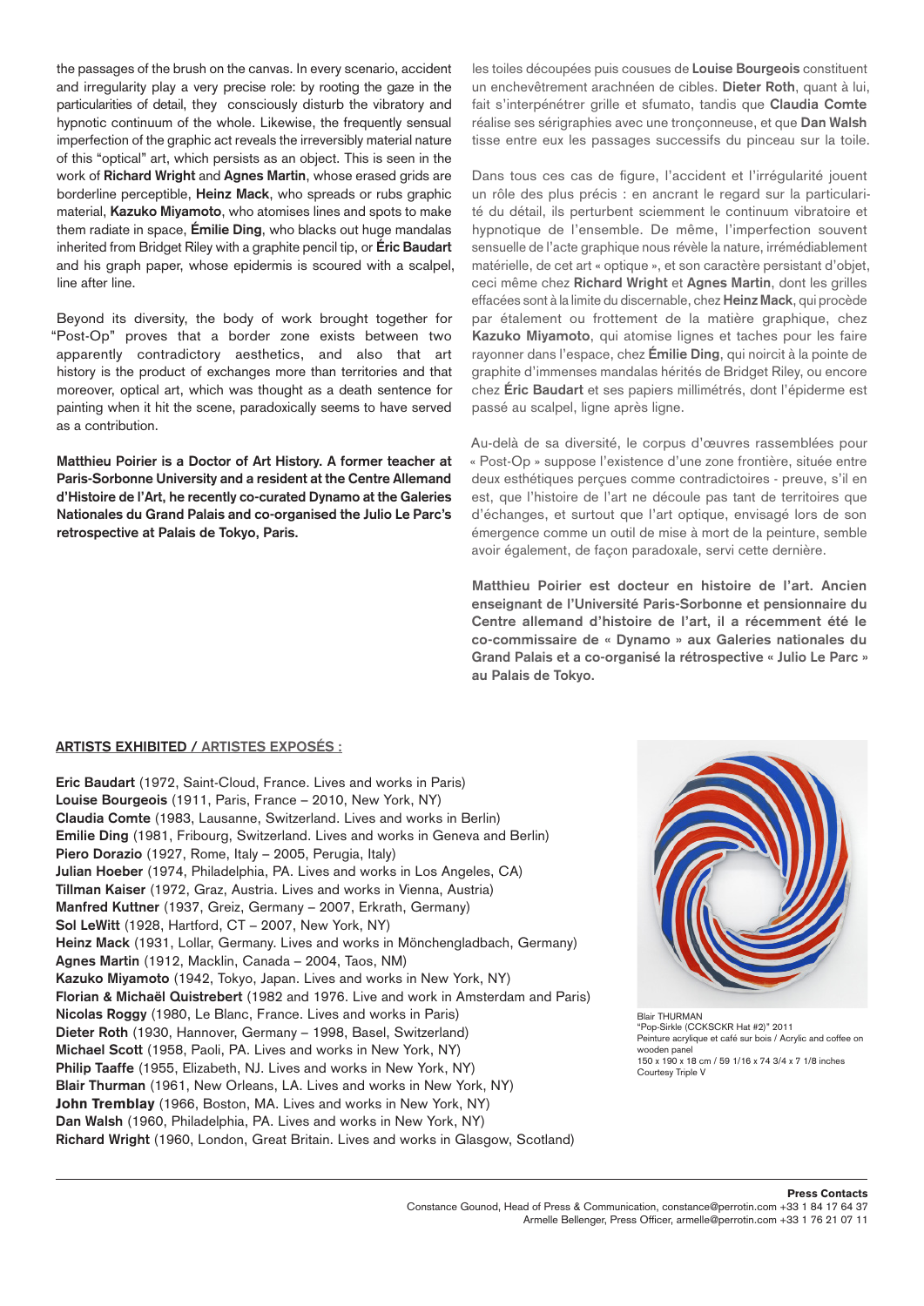the passages of the brush on the canvas. In every scenario, accident and irregularity play a very precise role: by rooting the gaze in the particularities of detail, they consciously disturb the vibratory and hypnotic continuum of the whole. Likewise, the frequently sensual imperfection of the graphic act reveals the irreversibly material nature of this "optical" art, which persists as an object. This is seen in the work of **Richard Wright** and **Agnes Martin**, whose erased grids are borderline perceptible, **Heinz Mack**, who spreads or rubs graphic material, **Kazuko Miyamoto**, who atomises lines and spots to make them radiate in space, **Émilie Ding**, who blacks out huge mandalas inherited from Bridget Riley with a graphite pencil tip, or **Éric Baudart** and his graph paper, whose epidermis is scoured with a scalpel, line after line.

Beyond its diversity, the body of work brought together for "Post-Op" proves that a border zone exists between two apparently contradictory aesthetics, and also that art history is the product of exchanges more than territories and that moreover, optical art, which was thought as a death sentence for painting when it hit the scene, paradoxically seems to have served as a contribution.

**Matthieu Poirier is a Doctor of Art History. A former teacher at Paris-Sorbonne University and a resident at the Centre Allemand d'Histoire de l'Art, he recently co-curated Dynamo at the Galeries Nationales du Grand Palais and co-organised the Julio Le Parc's retrospective at Palais de Tokyo, Paris.**

les toiles découpées puis cousues de **Louise Bourgeois** constituent un enchevêtrement arachnéen de cibles. **Dieter Roth**, quant à lui, fait s'interpénétrer grille et sfumato, tandis que **Claudia Comte** réalise ses sérigraphies avec une tronçonneuse, et que **Dan Walsh** tisse entre eux les passages successifs du pinceau sur la toile.

Dans tous ces cas de figure, l'accident et l'irrégularité jouent un rôle des plus précis : en ancrant le regard sur la particularité du détail, ils perturbent sciemment le continuum vibratoire et hypnotique de l'ensemble. De même, l'imperfection souvent sensuelle de l'acte graphique nous révèle la nature, irrémédiablement matérielle, de cet art « optique », et son caractère persistant d'objet, ceci même chez **Richard Wright** et **Agnes Martin**, dont les grilles effacées sont à la limite du discernable, chez **Heinz Mack**, qui procède par étalement ou frottement de la matière graphique, chez **Kazuko Miyamoto**, qui atomise lignes et taches pour les faire rayonner dans l'espace, chez **Émilie Ding**, qui noircit à la pointe de graphite d'immenses mandalas hérités de Bridget Riley, ou encore chez **Éric Baudart** et ses papiers millimétrés, dont l'épiderme est passé au scalpel, ligne après ligne.

Au-delà de sa diversité, le corpus d'œuvres rassemblées pour « Post-Op » suppose l'existence d'une zone frontière, située entre deux esthétiques perçues comme contradictoires - preuve, s'il en est, que l'histoire de l'art ne découle pas tant de territoires que d'échanges, et surtout que l'art optique, envisagé lors de son émergence comme un outil de mise à mort de la peinture, semble avoir également, de façon paradoxale, servi cette dernière.

**Matthieu Poirier est docteur en histoire de l'art. Ancien enseignant de l'Université Paris-Sorbonne et pensionnaire du Centre allemand d'histoire de l'art, il a récemment été le co-commissaire de « Dynamo » aux Galeries nationales du Grand Palais et a co-organisé la rétrospective « Julio Le Parc » au Palais de Tokyo.**

## ARTISTS EXHIBITED / ARTISTES EXPOSÉS :

**Eric Baudart** (1972, Saint-Cloud, France. Lives and works in Paris)
**Louise Bourgeois** (1911, Paris, France – 2010, New York, NY)
**Claudia Comte** (1983, Lausanne, Switzerland. Lives and works in Berlin)
**Emilie Ding** (1981, Fribourg, Switzerland. Lives and works in Geneva and Berlin)
**Piero Dorazio** (1927, Rome, Italy – 2005, Perugia, Italy)
**Julian Hoeber** (1974, Philadelphia, PA. Lives and works in Los Angeles, CA)
**Tillman Kaiser** (1972, Graz, Austria. Lives and works in Vienna, Austria)
**Manfred Kuttner** (1937, Greiz, Germany – 2007, Erkrath, Germany)
**Sol LeWitt** (1928, Hartford, CT – 2007, New York, NY)
**Heinz Mack** (1931, Lollar, Germany. Lives and works in Mönchengladbach, Germany)
**Agnes Martin** (1912, Macklin, Canada – 2004, Taos, NM)
**Kazuko Miyamoto** (1942, Tokyo, Japan. Lives and works in New York, NY)
**Florian & Michaël Quistrebert** (1982 and 1976. Live and work in Amsterdam and Paris)
**Nicolas Roggy** (1980, Le Blanc, France. Lives and works in Paris)
**Dieter Roth** (1930, Hannover, Germany – 1998, Basel, Switzerland)
**Michael Scott** (1958, Paoli, PA. Lives and works in New York, NY)
**Philip Taaffe** (1955, Elizabeth, NJ. Lives and works in New York, NY)
**Blair Thurman** (1961, New Orleans, LA. Lives and works in New York, NY)
**John Tremblay** (1966, Boston, MA. Lives and works in New York, NY)
**Dan Walsh** (1960, Philadelphia, PA. Lives and works in New York, NY)
**Richard Wright** (1960, London, Great Britain. Lives and works in Glasgow, Scotland)

Blair THURMAN
"Pop-Sirkle (CCKSCKR Hat #2)" 2011
Peinture acrylique et café sur bois / Acrylic and coffee on wooden panel
150 x 190 x 18 cm / 59 1/16 x 74 3/4 x 7 1/8 inches
Courtesy Triple V

**Press Contacts**
Constance Gounod, Head of Press & Communication, constance@perrotin.com +33 1 84 17 64 37
Armelle Bellenger, Press Officer, armelle@perrotin.com +33 1 76 21 07 11